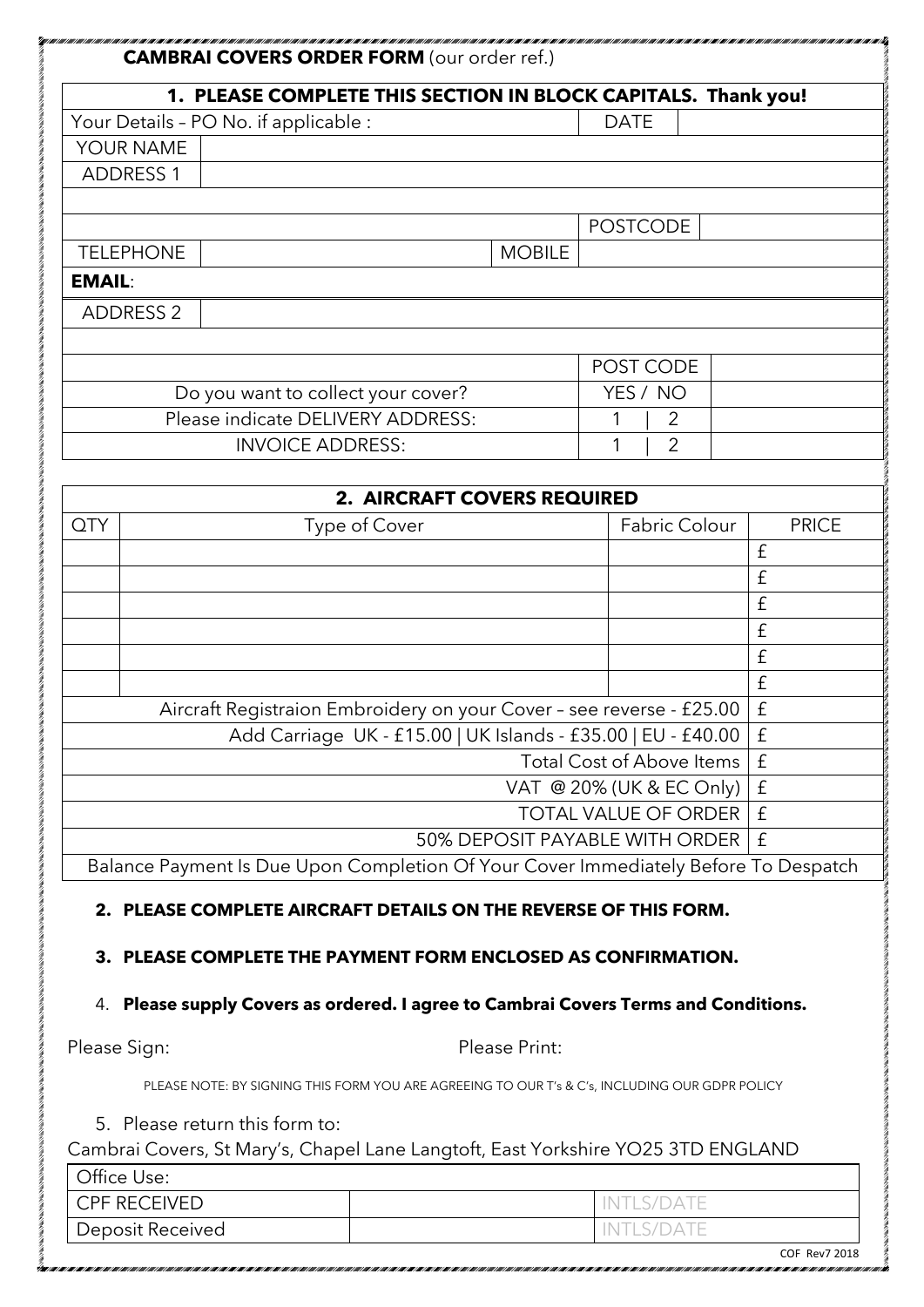**CAMBRAI COVERS ORDER FORM** (our order ref.)

| **1. PLEASE COMPLETE THIS SECTION IN BLOCK CAPITALS. Thank you!** | | | | |
|---|---|---|---|---|
| Your Details – PO No. if applicable : | | | DATE | |
| YOUR NAME | | | | |
| ADDRESS 1 | | | | |
| | | | | |
| | | | POSTCODE | |
| TELEPHONE | | MOBILE | | |
| **EMAIL**: | | | | |
| ADDRESS 2 | | | | |
| | | | | |
| | | | POST CODE | |
| Do you want to collect your cover? | | | YES / NO | |
| Please indicate DELIVERY ADDRESS: | | | 1 \| 2 | |
| INVOICE ADDRESS: | | | 1 \| 2 | |

| **2. AIRCRAFT COVERS REQUIRED** | | | |
|---|---|---|---|
| QTY | Type of Cover | Fabric Colour | PRICE |
| | | | £ |
| | | | £ |
| | | | £ |
| | | | £ |
| | | | £ |
| | | | £ |
| Aircraft Registraion Embroidery on your Cover – see reverse - £25.00 | | | £ |
| Add Carriage UK - £15.00 \| UK Islands - £35.00 \| EU - £40.00 | | | £ |
| Total Cost of Above Items | | | £ |
| VAT @ 20% (UK & EC Only) | | | £ |
| TOTAL VALUE OF ORDER | | | £ |
| 50% DEPOSIT PAYABLE WITH ORDER | | | £ |
| Balance Payment Is Due Upon Completion Of Your Cover Immediately Before To Despatch | | | |

2. **PLEASE COMPLETE AIRCRAFT DETAILS ON THE REVERSE OF THIS FORM.**

3. **PLEASE COMPLETE THE PAYMENT FORM ENCLOSED AS CONFIRMATION.**

4. **Please supply Covers as ordered. I agree to Cambrai Covers Terms and Conditions.**

Please Sign: Please Print:

PLEASE NOTE: BY SIGNING THIS FORM YOU ARE AGREEING TO OUR T's & C's, INCLUDING OUR GDPR POLICY

5. Please return this form to:

Cambrai Covers, St Mary's, Chapel Lane Langtoft, East Yorkshire YO25 3TD ENGLAND

| Office Use: | | |
|---|---|---|
| CPF RECEIVED | | INTLS/DATE |
| Deposit Received | | INTLS/DATE |

COF Rev7 2018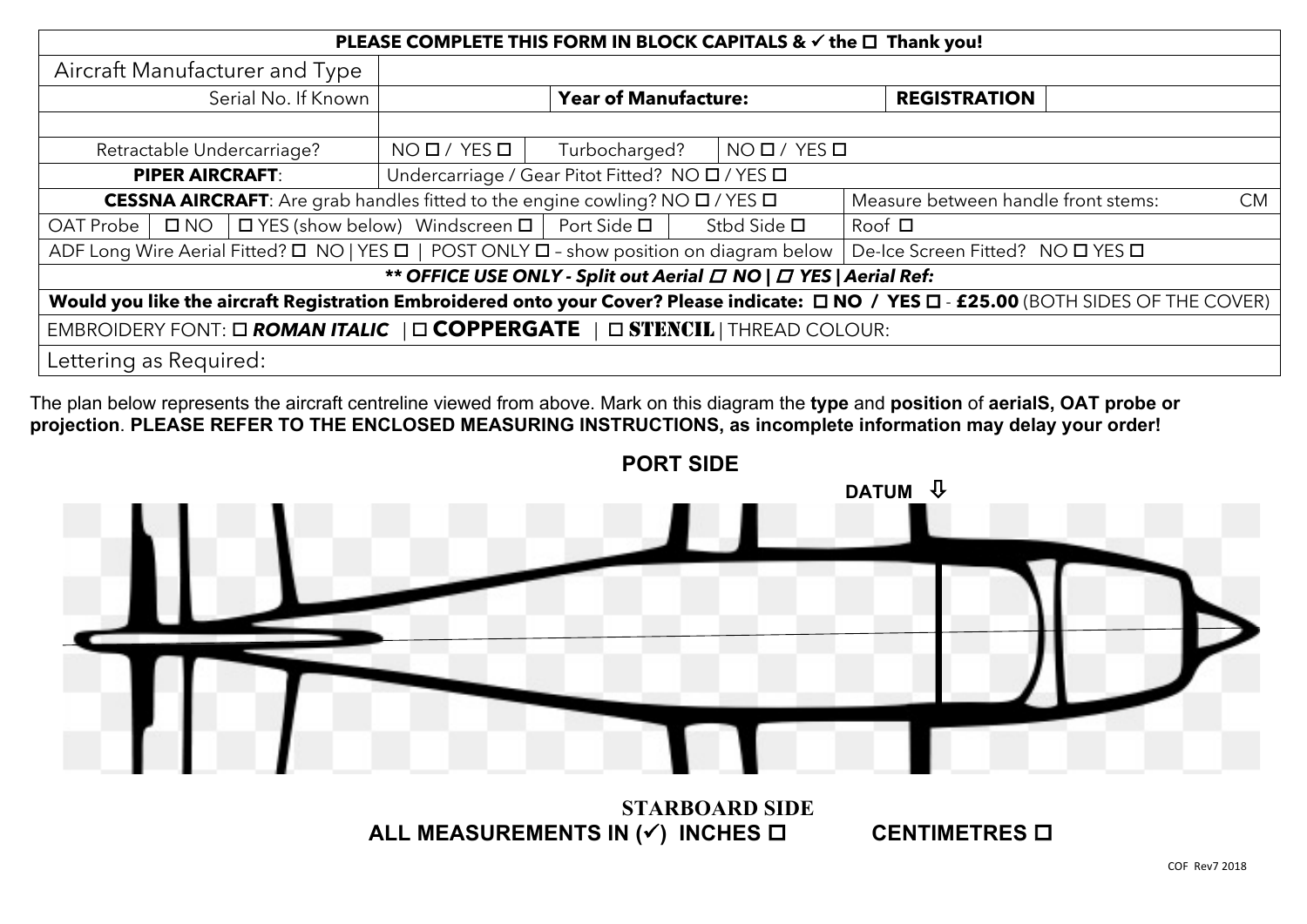| PLEASE COMPLETE THIS FORM IN BLOCK CAPITALS & ✓ the ☐ Thank you! | | | | | |
|---|---|---|---|---|---|
| Aircraft Manufacturer and Type | | | | | |
| Serial No. If Known | | **Year of Manufacture:** | | **REGISTRATION** | |
| | | | | | |
| Retractable Undercarriage? | NO ☐ / YES ☐ | Turbocharged? | NO ☐ / YES ☐ | | |
| **PIPER AIRCRAFT**: | Undercarriage / Gear Pitot Fitted? NO ☐ / YES ☐ | | | | |
| **CESSNA AIRCRAFT**: Are grab handles fitted to the engine cowling? NO ☐ / YES ☐ | | | | Measure between handle front stems: CM | |
| OAT Probe ☐ NO ☐ YES (show below) Windscreen ☐ | Port Side ☐ | Stbd Side ☐ | | Roof ☐ | |
| ADF Long Wire Aerial Fitted? ☐ NO \| YES ☐ \| POST ONLY ☐ – show position on diagram below | | | | De-Ice Screen Fitted? NO ☐ YES ☐ | |
| *** OFFICE USE ONLY - Split out Aerial ☐ NO \| ☐ YES \| Aerial Ref:*** | | | | | |
| **Would you like the aircraft Registration Embroidered onto your Cover? Please indicate: ☐ NO / YES ☐ - £25.00** (BOTH SIDES OF THE COVER) | | | | | |
| EMBROIDERY FONT: ☐ ***ROMAN ITALIC*** \| ☐ **COPPERGATE** \| ☐ **STENCIL** \| THREAD COLOUR: | | | | | |
| Lettering as Required: | | | | | |

The plan below represents the aircraft centreline viewed from above. Mark on this diagram the **type** and **position** of **aerialS, OAT probe or projection**. **PLEASE REFER TO THE ENCLOSED MEASURING INSTRUCTIONS, as incomplete information may delay your order!**

**PORT SIDE**

**DATUM ⇩**

**STARBOARD SIDE**

**ALL MEASUREMENTS IN (✓) INCHES ☐ CENTIMETRES ☐**

COF Rev7 2018